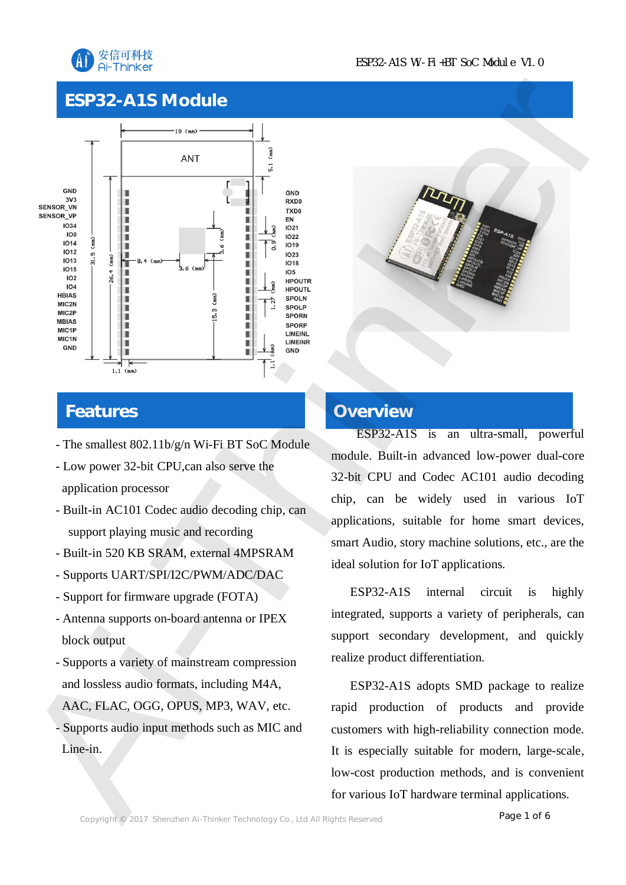# ESP32-A1S Module

## Features

- The smallest 802.11b/g/n Wi-Fi BT SoC Module
- Low power 32-bit CPU,can also serve the application processor
- Built-in AC101 Codec audio decoding chip, can support playing music and recording
- Built-in 520 KB SRAM, external 4MPSRAM
- Supports UART/SPI/I2C/PWM/ADC/DAC
- Support for firmware upgrade (FOTA)
- Antenna supports on-board antenna or IPEX block output
- Supports a variety of mainstream compression and lossless audio formats, including M4A, AAC, FLAC, OGG, OPUS, MP3, WAV, etc.
- Supports audio input methods such as MIC and Line-in.

## Overview

ESP32-A1S is an ultra-small, powerful module. Built-in advanced low-power dual-core 32-bit CPU and Codec AC101 audio decoding chip, can be widely used in various IoT applications, suitable for home smart devices, smart Audio, story machine solutions, etc., are the ideal solution for IoT applications.

ESP32-A1S internal circuit is highly integrated, supports a variety of peripherals, can support secondary development, and quickly realize product differentiation.

ESP32-A1S adopts SMD package to realize rapid production of products and provide customers with high-reliability connection mode. It is especially suitable for modern, large-scale, low-cost production methods, and is convenient for various IoT hardware terminal applications.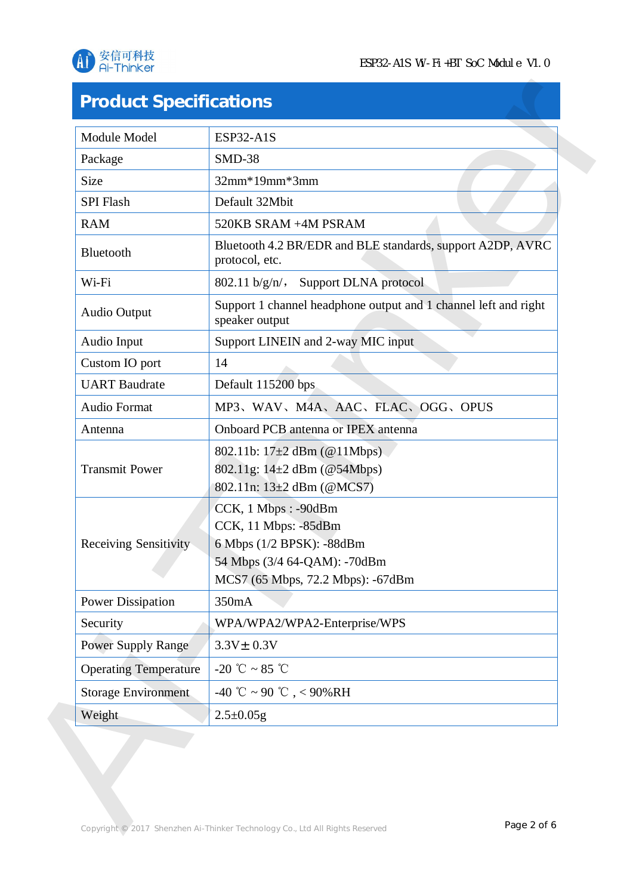## Product Specifications

| | |
|---|---|
| Module Model | ESP32-A1S |
| Package | SMD-38 |
| Size | 32mm*19mm*3mm |
| SPI Flash | Default 32Mbit |
| RAM | 520KB SRAM +4M PSRAM |
| Bluetooth | Bluetooth 4.2 BR/EDR and BLE standards, support A2DP, AVRC protocol, etc. |
| Wi-Fi | 802.11 b/g/n/，  Support DLNA protocol |
| Audio Output | Support 1 channel headphone output and 1 channel left and right speaker output |
| Audio Input | Support LINEIN and 2-way MIC input |
| Custom IO port | 14 |
| UART Baudrate | Default 115200 bps |
| Audio Format | MP3、WAV、M4A、AAC、FLAC、OGG、OPUS |
| Antenna | Onboard PCB antenna or IPEX antenna |
| Transmit Power | 802.11b: 17±2 dBm (@11Mbps)<br>802.11g: 14±2 dBm (@54Mbps)<br>802.11n: 13±2 dBm (@MCS7) |
| Receiving Sensitivity | CCK, 1 Mbps : -90dBm<br>CCK, 11 Mbps: -85dBm<br>6 Mbps (1/2 BPSK): -88dBm<br>54 Mbps (3/4 64-QAM): -70dBm<br>MCS7 (65 Mbps, 72.2 Mbps): -67dBm |
| Power Dissipation | 350mA |
| Security | WPA/WPA2/WPA2-Enterprise/WPS |
| Power Supply Range | 3.3V± 0.3V |
| Operating Temperature | -20 ℃ ~ 85 ℃ |
| Storage Environment | -40 ℃ ~ 90 ℃ , < 90%RH |
| Weight | 2.5±0.05g |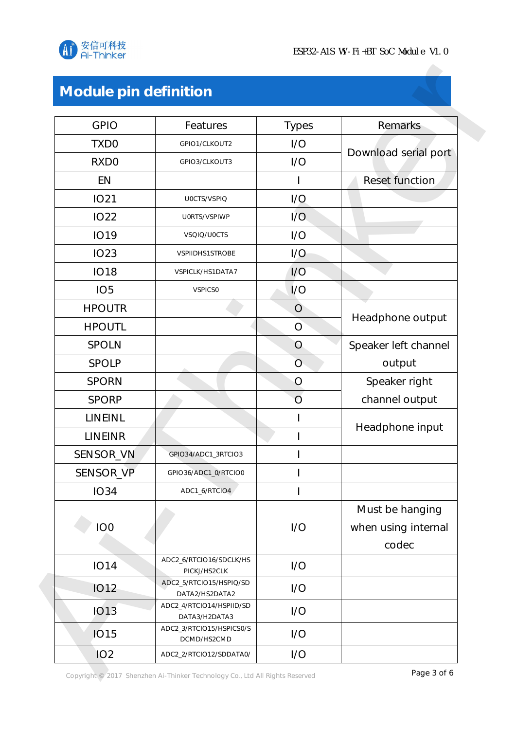# Module pin definition

| GPIO | Features | Types | Remarks |
|---|---|---|---|
| TXD0 | GPIO1/CLKOUT2 | I/O | Download serial port |
| RXD0 | GPIO3/CLKOUT3 | I/O | |
| EN | | I | Reset function |
| IO21 | U0CTS/VSPIQ | I/O | |
| IO22 | U0RTS/VSPIWP | I/O | |
| IO19 | VSQIQ/U0CTS | I/O | |
| IO23 | VSPIIDHS1STROBE | I/O | |
| IO18 | VSPICLK/HS1DATA7 | I/O | |
| IO5 | VSPICS0 | I/O | |
| HPOUTR | | O | Headphone output |
| HPOUTL | | O | |
| SPOLN | | O | Speaker left channel output |
| SPOLP | | O | |
| SPORN | | O | Speaker right channel output |
| SPORP | | O | |
| LINEINL | | I | Headphone input |
| LINEINR | | I | |
| SENSOR_VN | GPIO34/ADC1_3RTCIO3 | I | |
| SENSOR_VP | GPIO36/ADC1_0/RTCIO0 | I | |
| IO34 | ADC1_6/RTCIO4 | I | |
| IO0 | | I/O | Must be hanging when using internal codec |
| IO14 | ADC2_6/RTCIO16/SDCLK/HSPICKJ/HS2CLK | I/O | |
| IO12 | ADC2_5/RTCIO15/HSPIQ/SDDATA2/HS2DATA2 | I/O | |
| IO13 | ADC2_4/RTCIO14/HSPIID/SDDATA3/H2DATA3 | I/O | |
| IO15 | ADC2_3/RTCIO15/HSPICS0/SDCMD/HS2CMD | I/O | |
| IO2 | ADC2_2/RTCIO12/SDDATA0/ | I/O | |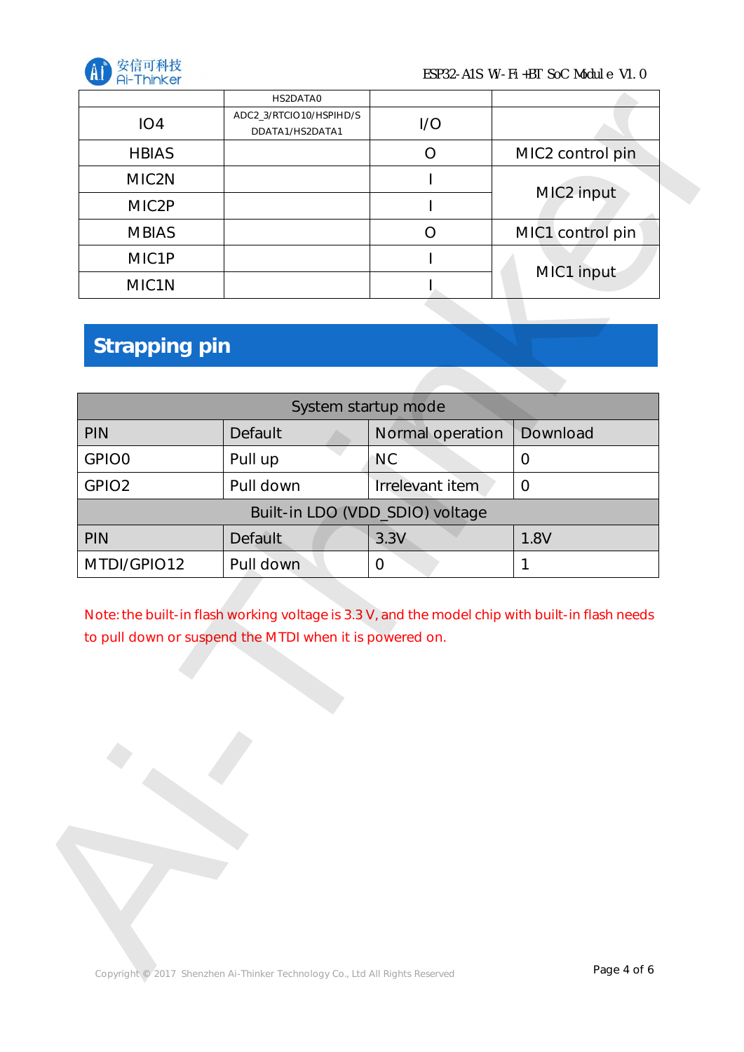| | | | |
|---|---|---|---|
| | HS2DATA0 | | |
| IO4 | ADC2_3/RTCIO10/HSPIHD/SDDATA1/HS2DATA1 | I/O | |
| HBIAS | | O | MIC2 control pin |
| MIC2N | | I | MIC2 input |
| MIC2P | | I | |
| MBIAS | | O | MIC1 control pin |
| MIC1P | | I | MIC1 input |
| MIC1N | | I | |

## Strapping pin

| System startup mode | | | |
|---|---|---|---|
| PIN | Default | Normal operation | Download |
| GPIO0 | Pull up | NC | 0 |
| GPIO2 | Pull down | Irrelevant item | 0 |
| Built-in LDO (VDD_SDIO) voltage | | | |
| PIN | Default | 3.3V | 1.8V |
| MTDI/GPIO12 | Pull down | 0 | 1 |

Note: the built-in flash working voltage is 3.3 V, and the model chip with built-in flash needs to pull down or suspend the MTDI when it is powered on.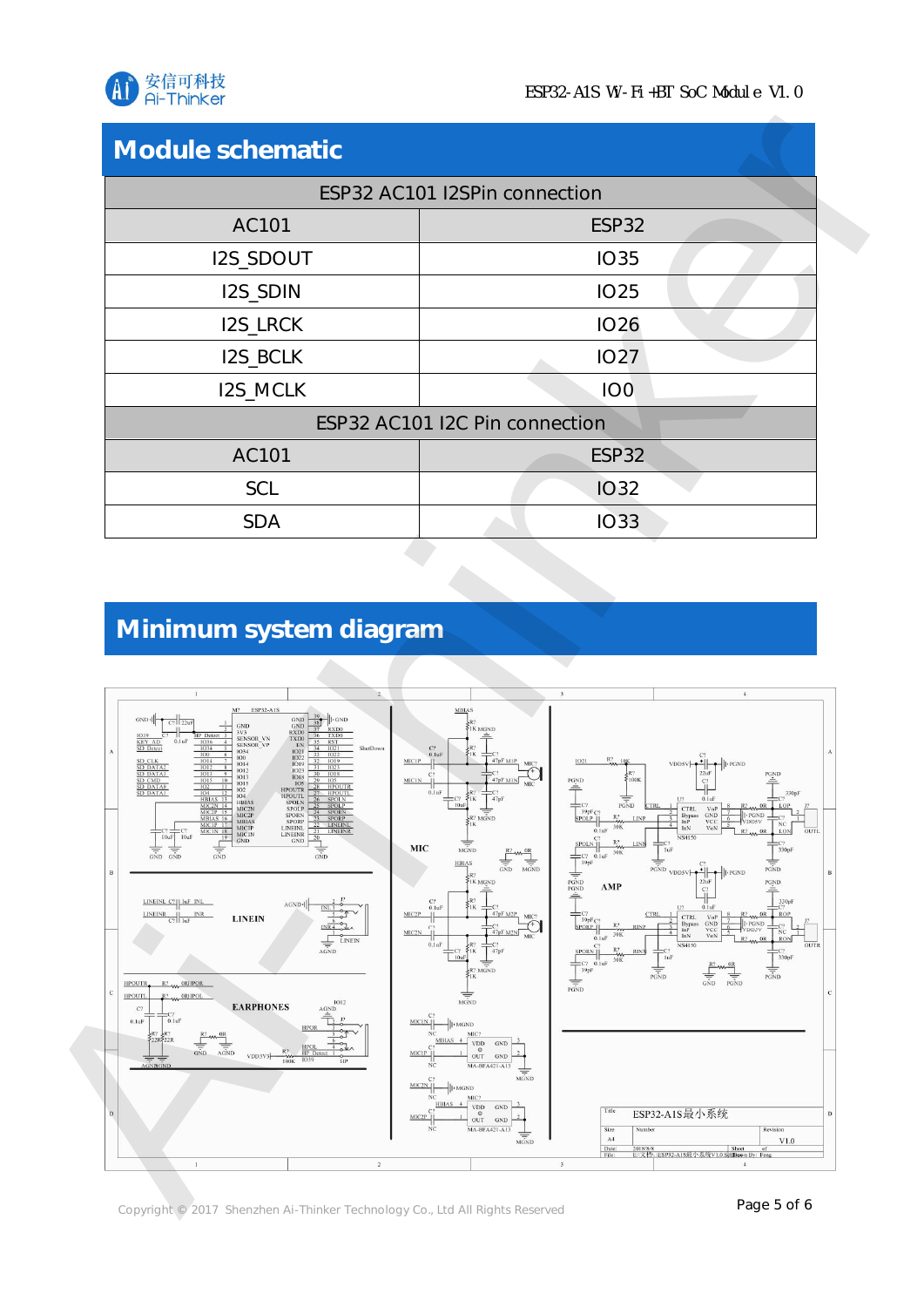## Module schematic

| ESP32 AC101 I2SPin connection | |
|---|---|
| AC101 | ESP32 |
| I2S_SDOUT | IO35 |
| I2S_SDIN | IO25 |
| I2S_LRCK | IO26 |
| I2S_BCLK | IO27 |
| I2S_MCLK | IO0 |
| **ESP32 AC101 I2C Pin connection** | |
| AC101 | ESP32 |
| SCL | IO32 |
| SDA | IO33 |

## Minimum system diagram

Copyright © 2017 Shenzhen Ai-Thinker Technology Co., Ltd All Rights Reserved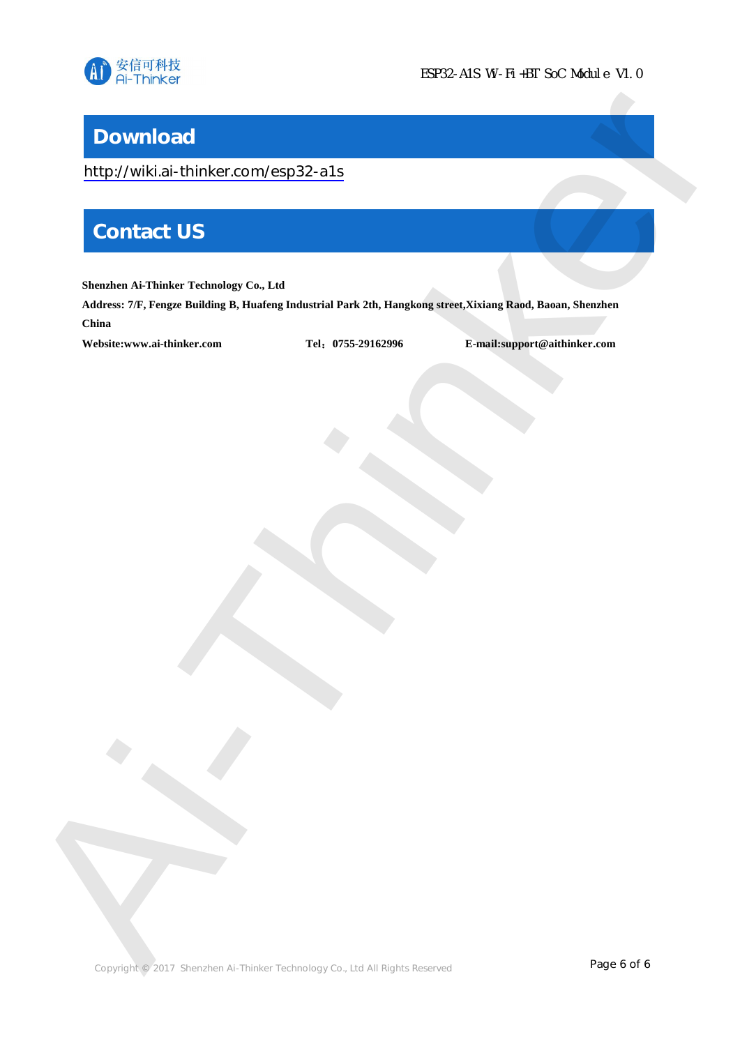## Download

http://wiki.ai-thinker.com/esp32-a1s

## Contact US

**Shenzhen Ai-Thinker Technology Co., Ltd**

**Address: 7/F, Fengze Building B, Huafeng Industrial Park 2th, Hangkong street,Xixiang Raod, Baoan, Shenzhen China**

**Website:www.ai-thinker.com** **Tel：0755-29162996** **E-mail:support@aithinker.com**